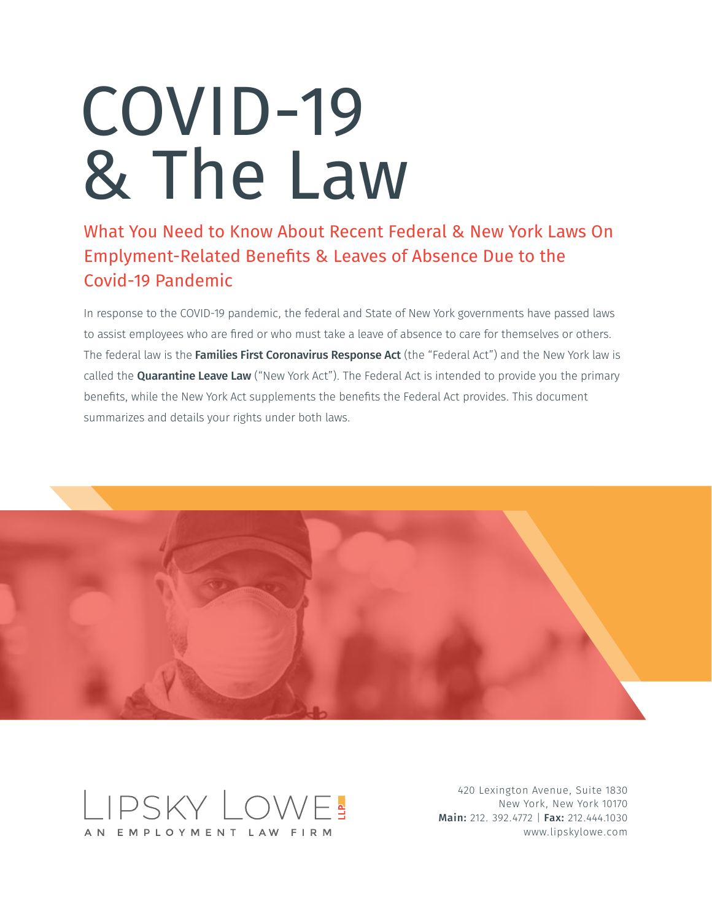# COVID-19 & The Law

## What You Need to Know About Recent Federal & New York Laws On Emplyment-Related Benefits & Leaves of Absence Due to the Covid-19 Pandemic

In response to the COVID-19 pandemic, the federal and State of New York governments have passed laws to assist employees who are fired or who must take a leave of absence to care for themselves or others. The federal law is the **Families First Coronavirus Response Act** (the "Federal Act") and the New York law is called the **Quarantine Leave Law** ("New York Act"). The Federal Act is intended to provide you the primary benefits, while the New York Act supplements the benefits the Federal Act provides. This document summarizes and details your rights under both laws.

LIPSKY LOWE LLP
AN EMPLOYMENT LAW FIRM

420 Lexington Avenue, Suite 1830
New York, New York 10170
**Main:** 212. 392.4772 | **Fax:** 212.444.1030
www.lipskylowe.com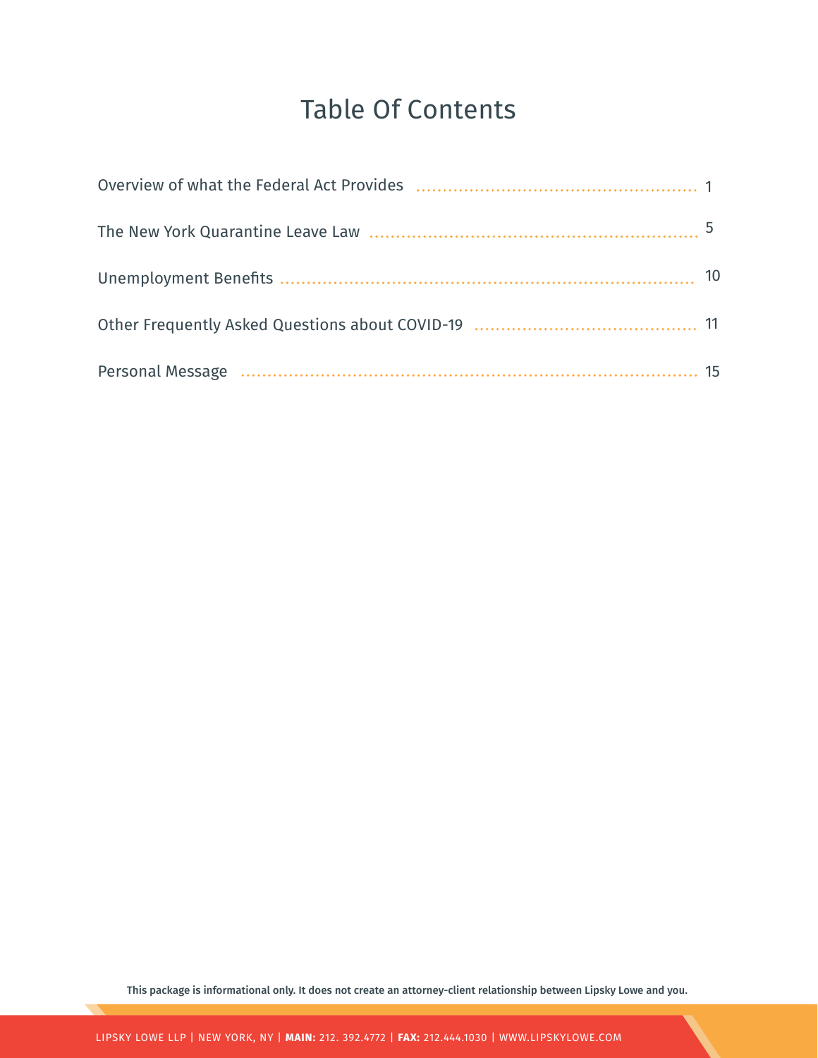# Table Of Contents

| | |
|---|---|
| Overview of what the Federal Act Provides | 1 |
| The New York Quarantine Leave Law | 5 |
| Unemployment Benefits | 10 |
| Other Frequently Asked Questions about COVID-19 | 11 |
| Personal Message | 15 |

**This package is informational only. It does not create an attorney-client relationship between Lipsky Lowe and you.**

LIPSKY LOWE LLP | NEW YORK, NY | **MAIN:** 212. 392.4772 | **FAX:** 212.444.1030 | WWW.LIPSKYLOWE.COM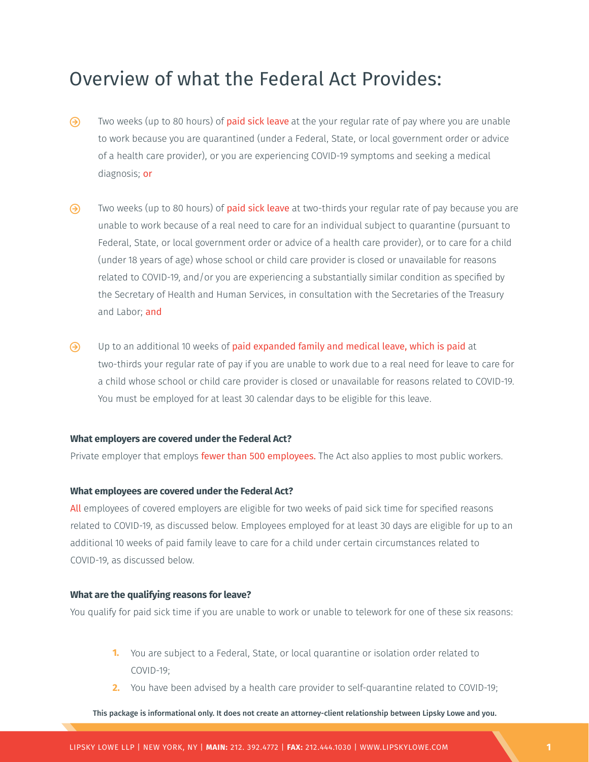# Overview of what the Federal Act Provides:

- Two weeks (up to 80 hours) of paid sick leave at the your regular rate of pay where you are unable to work because you are quarantined (under a Federal, State, or local government order or advice of a health care provider), or you are experiencing COVID-19 symptoms and seeking a medical diagnosis; or

- Two weeks (up to 80 hours) of paid sick leave at two-thirds your regular rate of pay because you are unable to work because of a real need to care for an individual subject to quarantine (pursuant to Federal, State, or local government order or advice of a health care provider), or to care for a child (under 18 years of age) whose school or child care provider is closed or unavailable for reasons related to COVID-19, and/or you are experiencing a substantially similar condition as specified by the Secretary of Health and Human Services, in consultation with the Secretaries of the Treasury and Labor; and

- Up to an additional 10 weeks of paid expanded family and medical leave, which is paid at two-thirds your regular rate of pay if you are unable to work due to a real need for leave to care for a child whose school or child care provider is closed or unavailable for reasons related to COVID-19. You must be employed for at least 30 calendar days to be eligible for this leave.

**What employers are covered under the Federal Act?**

Private employer that employs fewer than 500 employees. The Act also applies to most public workers.

**What employees are covered under the Federal Act?**

All employees of covered employers are eligible for two weeks of paid sick time for specified reasons related to COVID-19, as discussed below. Employees employed for at least 30 days are eligible for up to an additional 10 weeks of paid family leave to care for a child under certain circumstances related to COVID-19, as discussed below.

**What are the qualifying reasons for leave?**

You qualify for paid sick time if you are unable to work or unable to telework for one of these six reasons:

1. You are subject to a Federal, State, or local quarantine or isolation order related to COVID-19;
2. You have been advised by a health care provider to self-quarantine related to COVID-19;

**This package is informational only. It does not create an attorney-client relationship between Lipsky Lowe and you.**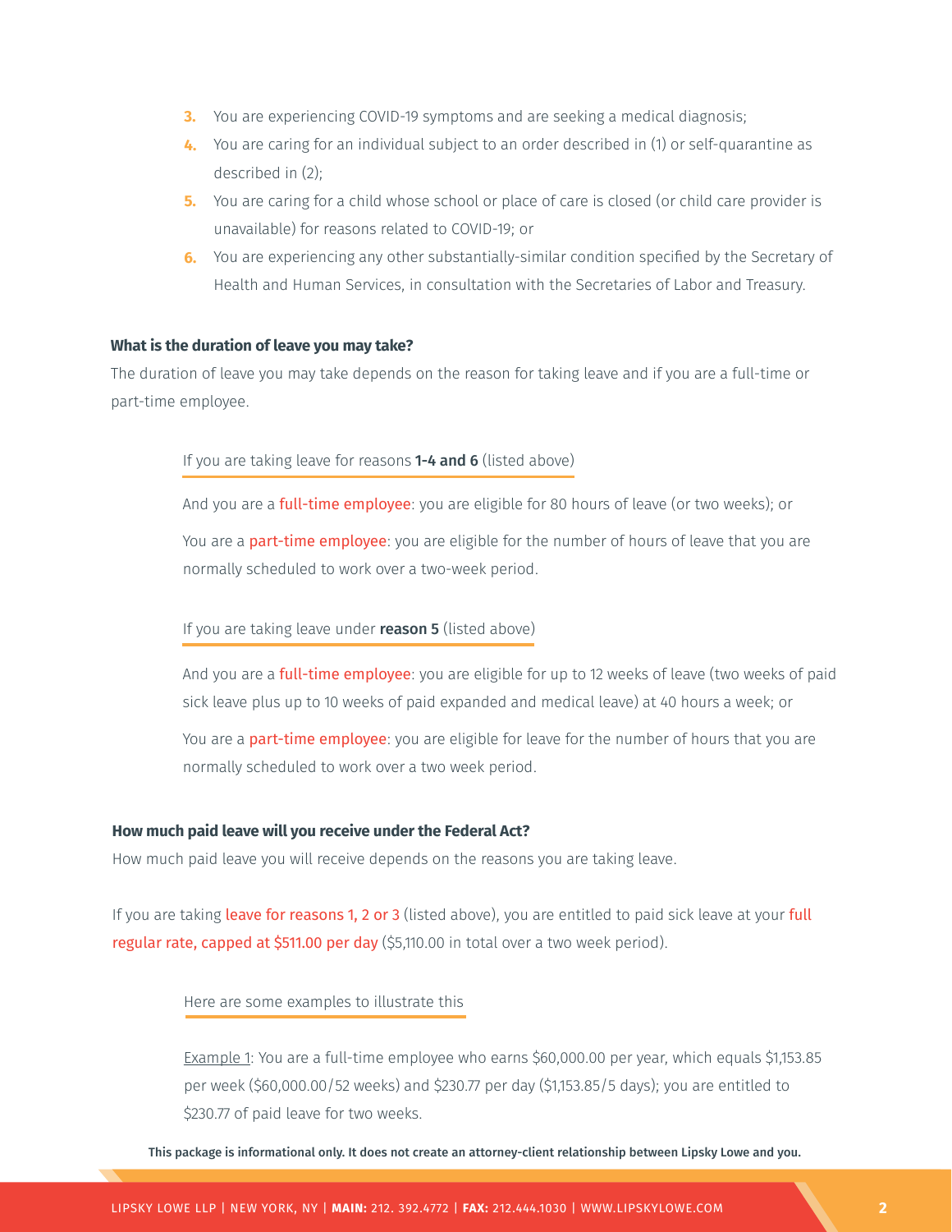3. You are experiencing COVID-19 symptoms and are seeking a medical diagnosis;
4. You are caring for an individual subject to an order described in (1) or self-quarantine as described in (2);
5. You are caring for a child whose school or place of care is closed (or child care provider is unavailable) for reasons related to COVID-19; or
6. You are experiencing any other substantially-similar condition specified by the Secretary of Health and Human Services, in consultation with the Secretaries of Labor and Treasury.

**What is the duration of leave you may take?**

The duration of leave you may take depends on the reason for taking leave and if you are a full-time or part-time employee.

If you are taking leave for reasons **1-4 and 6** (listed above)

And you are a full-time employee: you are eligible for 80 hours of leave (or two weeks); or

You are a part-time employee: you are eligible for the number of hours of leave that you are normally scheduled to work over a two-week period.

If you are taking leave under **reason 5** (listed above)

And you are a full-time employee: you are eligible for up to 12 weeks of leave (two weeks of paid sick leave plus up to 10 weeks of paid expanded and medical leave) at 40 hours a week; or

You are a part-time employee: you are eligible for leave for the number of hours that you are normally scheduled to work over a two week period.

**How much paid leave will you receive under the Federal Act?**

How much paid leave you will receive depends on the reasons you are taking leave.

If you are taking leave for reasons 1, 2 or 3 (listed above), you are entitled to paid sick leave at your full regular rate, capped at $511.00 per day ($5,110.00 in total over a two week period).

Here are some examples to illustrate this

Example 1: You are a full-time employee who earns $60,000.00 per year, which equals $1,153.85 per week ($60,000.00/52 weeks) and $230.77 per day ($1,153.85/5 days); you are entitled to $230.77 of paid leave for two weeks.

This package is informational only. It does not create an attorney-client relationship between Lipsky Lowe and you.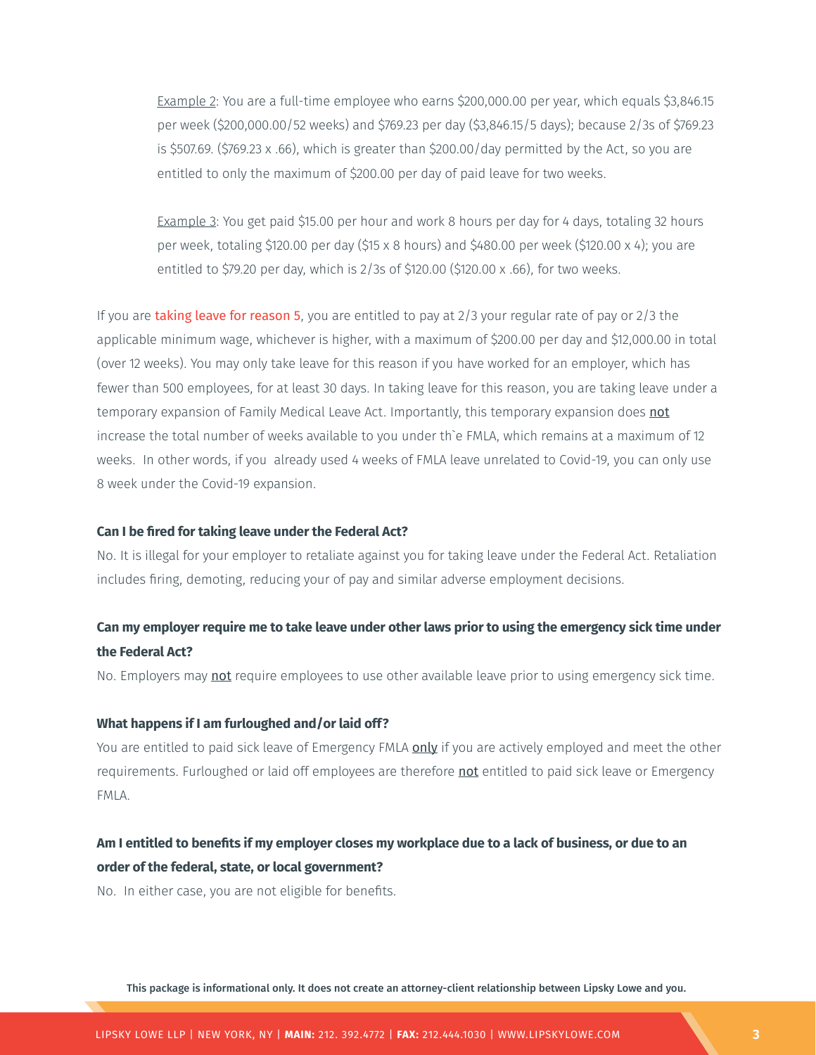<u>Example 2</u>: You are a full-time employee who earns $200,000.00 per year, which equals $3,846.15 per week ($200,000.00/52 weeks) and $769.23 per day ($3,846.15/5 days); because 2/3s of $769.23 is $507.69. ($769.23 x .66), which is greater than $200.00/day permitted by the Act, so you are entitled to only the maximum of $200.00 per day of paid leave for two weeks.

<u>Example 3</u>: You get paid $15.00 per hour and work 8 hours per day for 4 days, totaling 32 hours per week, totaling $120.00 per day ($15 x 8 hours) and $480.00 per week ($120.00 x 4); you are entitled to $79.20 per day, which is 2/3s of $120.00 ($120.00 x .66), for two weeks.

If you are taking leave for reason 5, you are entitled to pay at 2/3 your regular rate of pay or 2/3 the applicable minimum wage, whichever is higher, with a maximum of $200.00 per day and $12,000.00 in total (over 12 weeks). You may only take leave for this reason if you have worked for an employer, which has fewer than 500 employees, for at least 30 days. In taking leave for this reason, you are taking leave under a temporary expansion of Family Medical Leave Act. Importantly, this temporary expansion does <u>not</u> increase the total number of weeks available to you under th`e FMLA, which remains at a maximum of 12 weeks. In other words, if you already used 4 weeks of FMLA leave unrelated to Covid-19, you can only use 8 week under the Covid-19 expansion.

**Can I be fired for taking leave under the Federal Act?**

No. It is illegal for your employer to retaliate against you for taking leave under the Federal Act. Retaliation includes firing, demoting, reducing your of pay and similar adverse employment decisions.

**Can my employer require me to take leave under other laws prior to using the emergency sick time under the Federal Act?**

No. Employers may <u>not</u> require employees to use other available leave prior to using emergency sick time.

**What happens if I am furloughed and/or laid off?**

You are entitled to paid sick leave of Emergency FMLA <u>only</u> if you are actively employed and meet the other requirements. Furloughed or laid off employees are therefore <u>not</u> entitled to paid sick leave or Emergency FMLA.

**Am I entitled to benefits if my employer closes my workplace due to a lack of business, or due to an order of the federal, state, or local government?**

No. In either case, you are not eligible for benefits.

**This package is informational only. It does not create an attorney-client relationship between Lipsky Lowe and you.**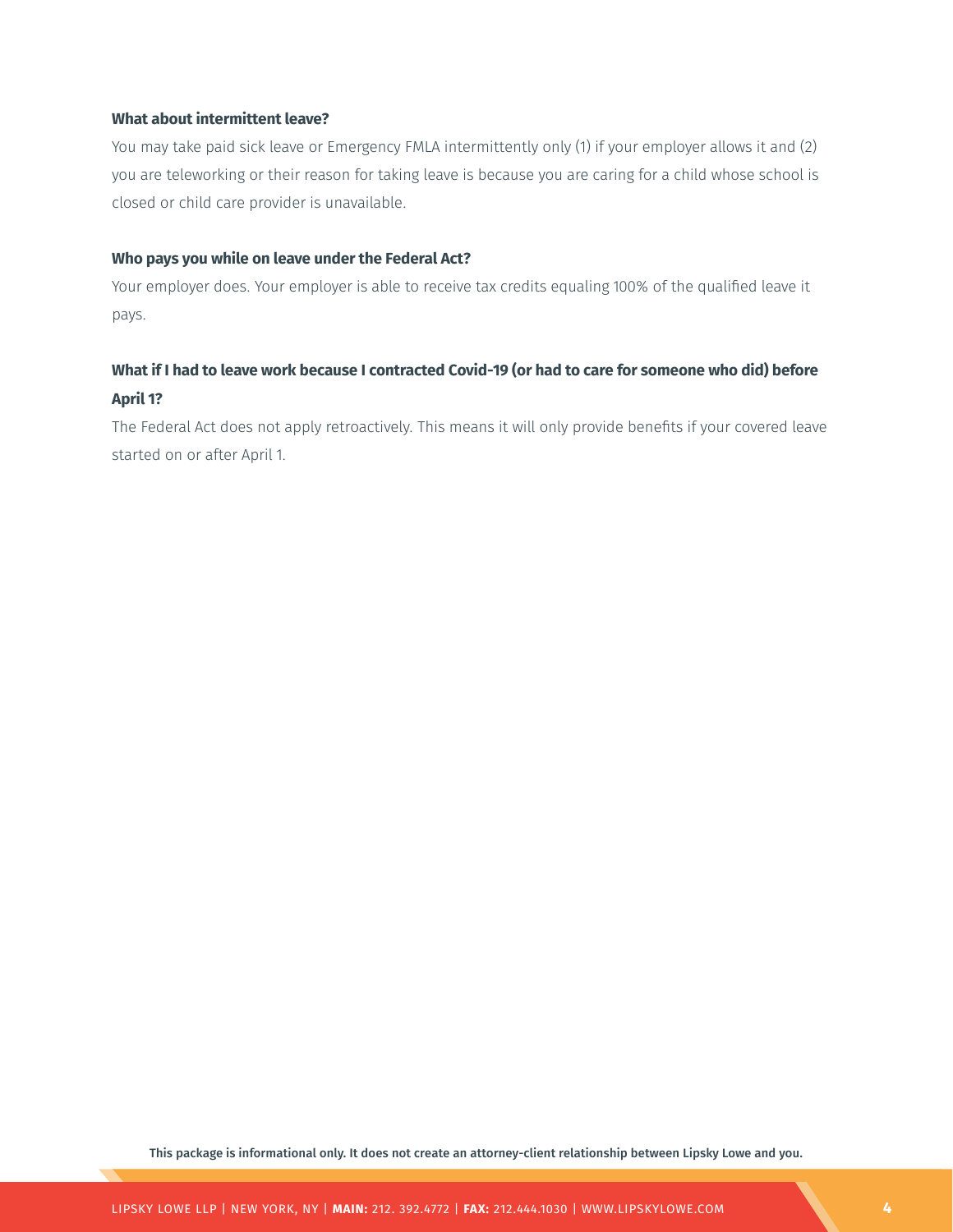### What about intermittent leave?

You may take paid sick leave or Emergency FMLA intermittently only (1) if your employer allows it and (2) you are teleworking or their reason for taking leave is because you are caring for a child whose school is closed or child care provider is unavailable.

### Who pays you while on leave under the Federal Act?

Your employer does. Your employer is able to receive tax credits equaling 100% of the qualified leave it pays.

### What if I had to leave work because I contracted Covid-19 (or had to care for someone who did) before April 1?

The Federal Act does not apply retroactively. This means it will only provide benefits if your covered leave started on or after April 1.

**This package is informational only. It does not create an attorney-client relationship between Lipsky Lowe and you.**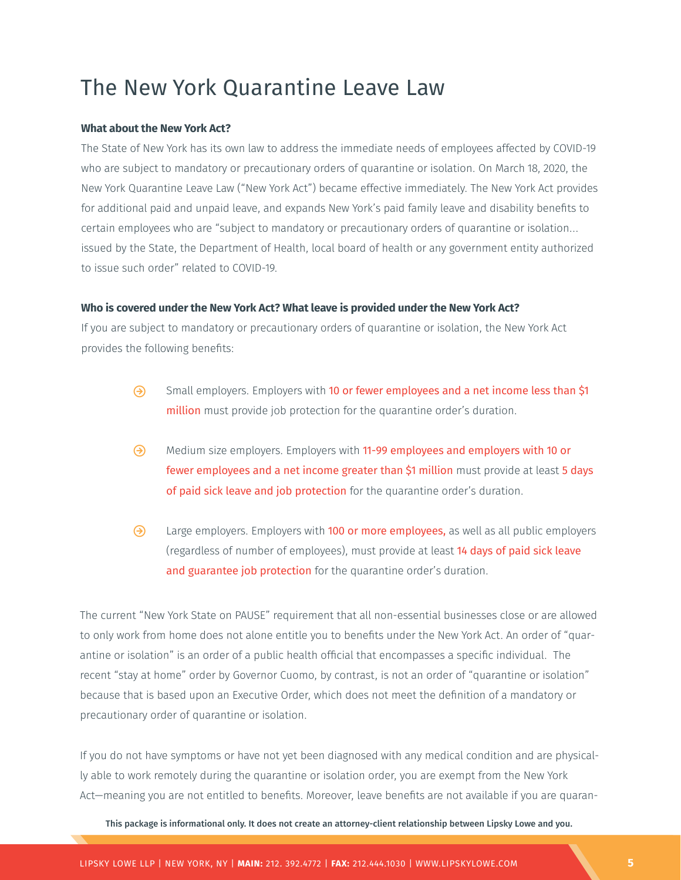# The New York Quarantine Leave Law

**What about the New York Act?**

The State of New York has its own law to address the immediate needs of employees affected by COVID-19 who are subject to mandatory or precautionary orders of quarantine or isolation. On March 18, 2020, the New York Quarantine Leave Law ("New York Act") became effective immediately. The New York Act provides for additional paid and unpaid leave, and expands New York's paid family leave and disability benefits to certain employees who are "subject to mandatory or precautionary orders of quarantine or isolation... issued by the State, the Department of Health, local board of health or any government entity authorized to issue such order" related to COVID-19.

**Who is covered under the New York Act? What leave is provided under the New York Act?**

If you are subject to mandatory or precautionary orders of quarantine or isolation, the New York Act provides the following benefits:

- Small employers. Employers with 10 or fewer employees and a net income less than $1 million must provide job protection for the quarantine order's duration.
- Medium size employers. Employers with 11-99 employees and employers with 10 or fewer employees and a net income greater than $1 million must provide at least 5 days of paid sick leave and job protection for the quarantine order's duration.
- Large employers. Employers with 100 or more employees, as well as all public employers (regardless of number of employees), must provide at least 14 days of paid sick leave and guarantee job protection for the quarantine order's duration.

The current "New York State on PAUSE" requirement that all non-essential businesses close or are allowed to only work from home does not alone entitle you to benefits under the New York Act. An order of "quarantine or isolation" is an order of a public health official that encompasses a specific individual. The recent "stay at home" order by Governor Cuomo, by contrast, is not an order of "quarantine or isolation" because that is based upon an Executive Order, which does not meet the definition of a mandatory or precautionary order of quarantine or isolation.

If you do not have symptoms or have not yet been diagnosed with any medical condition and are physically able to work remotely during the quarantine or isolation order, you are exempt from the New York Act—meaning you are not entitled to benefits. Moreover, leave benefits are not available if you are quaran-

**This package is informational only. It does not create an attorney-client relationship between Lipsky Lowe and you.**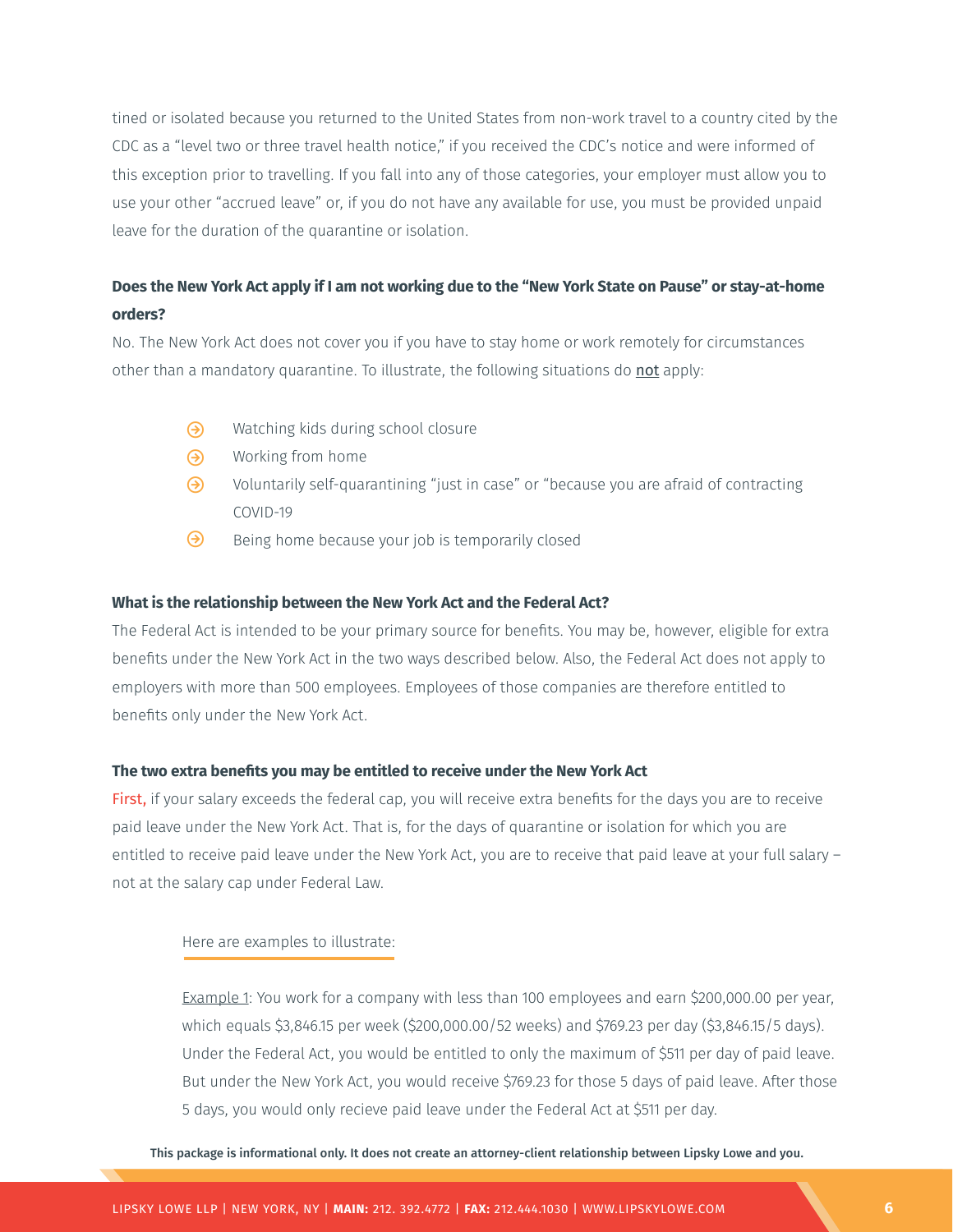tined or isolated because you returned to the United States from non-work travel to a country cited by the CDC as a "level two or three travel health notice," if you received the CDC's notice and were informed of this exception prior to travelling. If you fall into any of those categories, your employer must allow you to use your other "accrued leave" or, if you do not have any available for use, you must be provided unpaid leave for the duration of the quarantine or isolation.

**Does the New York Act apply if I am not working due to the "New York State on Pause" or stay-at-home orders?**

No. The New York Act does not cover you if you have to stay home or work remotely for circumstances other than a mandatory quarantine. To illustrate, the following situations do <u>not</u> apply:

- Watching kids during school closure
- Working from home
- Voluntarily self-quarantining "just in case" or "because you are afraid of contracting COVID-19
- Being home because your job is temporarily closed

**What is the relationship between the New York Act and the Federal Act?**

The Federal Act is intended to be your primary source for benefits. You may be, however, eligible for extra benefits under the New York Act in the two ways described below. Also, the Federal Act does not apply to employers with more than 500 employees. Employees of those companies are therefore entitled to benefits only under the New York Act.

**The two extra benefits you may be entitled to receive under the New York Act**

First, if your salary exceeds the federal cap, you will receive extra benefits for the days you are to receive paid leave under the New York Act. That is, for the days of quarantine or isolation for which you are entitled to receive paid leave under the New York Act, you are to receive that paid leave at your full salary – not at the salary cap under Federal Law.

Here are examples to illustrate:

<u>Example 1</u>: You work for a company with less than 100 employees and earn $200,000.00 per year, which equals $3,846.15 per week ($200,000.00/52 weeks) and $769.23 per day ($3,846.15/5 days). Under the Federal Act, you would be entitled to only the maximum of $511 per day of paid leave. But under the New York Act, you would receive $769.23 for those 5 days of paid leave. After those 5 days, you would only recieve paid leave under the Federal Act at $511 per day.

This package is informational only. It does not create an attorney-client relationship between Lipsky Lowe and you.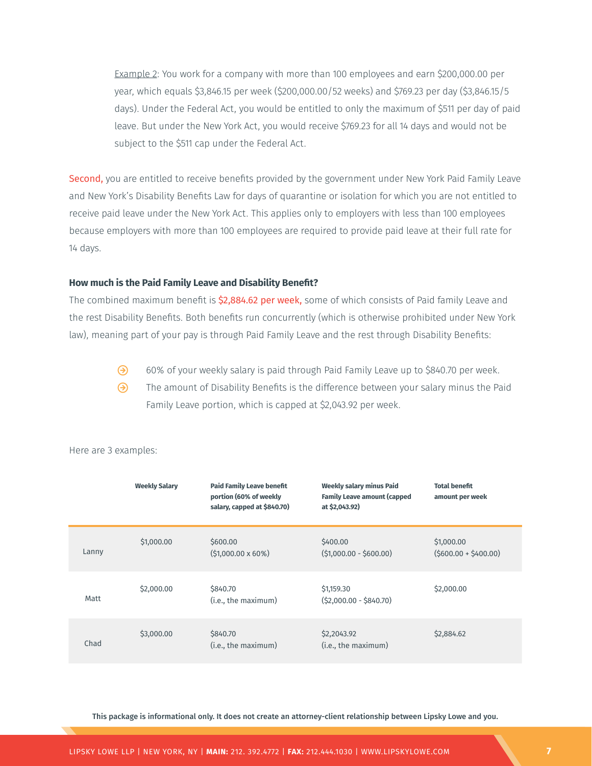Example 2: You work for a company with more than 100 employees and earn $200,000.00 per year, which equals $3,846.15 per week ($200,000.00/52 weeks) and $769.23 per day ($3,846.15/5 days). Under the Federal Act, you would be entitled to only the maximum of $511 per day of paid leave. But under the New York Act, you would receive $769.23 for all 14 days and would not be subject to the $511 cap under the Federal Act.

Second, you are entitled to receive benefits provided by the government under New York Paid Family Leave and New York's Disability Benefits Law for days of quarantine or isolation for which you are not entitled to receive paid leave under the New York Act. This applies only to employers with less than 100 employees because employers with more than 100 employees are required to provide paid leave at their full rate for 14 days.

### How much is the Paid Family Leave and Disability Benefit?

The combined maximum benefit is $2,884.62 per week, some of which consists of Paid family Leave and the rest Disability Benefits. Both benefits run concurrently (which is otherwise prohibited under New York law), meaning part of your pay is through Paid Family Leave and the rest through Disability Benefits:

- 60% of your weekly salary is paid through Paid Family Leave up to $840.70 per week.
- The amount of Disability Benefits is the difference between your salary minus the Paid Family Leave portion, which is capped at $2,043.92 per week.

Here are 3 examples:

| | Weekly Salary | Paid Family Leave benefit portion (60% of weekly salary, capped at $840.70) | Weekly salary minus Paid Family Leave amount (capped at $2,043.92) | Total benefit amount per week |
|---|---|---|---|---|
| Lanny | $1,000.00 | $600.00 ($1,000.00 x 60%) | $400.00 ($1,000.00 - $600.00) | $1,000.00 ($600.00 + $400.00) |
| Matt | $2,000.00 | $840.70 (i.e., the maximum) | $1,159.30 ($2,000.00 - $840.70) | $2,000.00 |
| Chad | $3,000.00 | $840.70 (i.e., the maximum) | $2,2043.92 (i.e., the maximum) | $2,884.62 |

**This package is informational only. It does not create an attorney-client relationship between Lipsky Lowe and you.**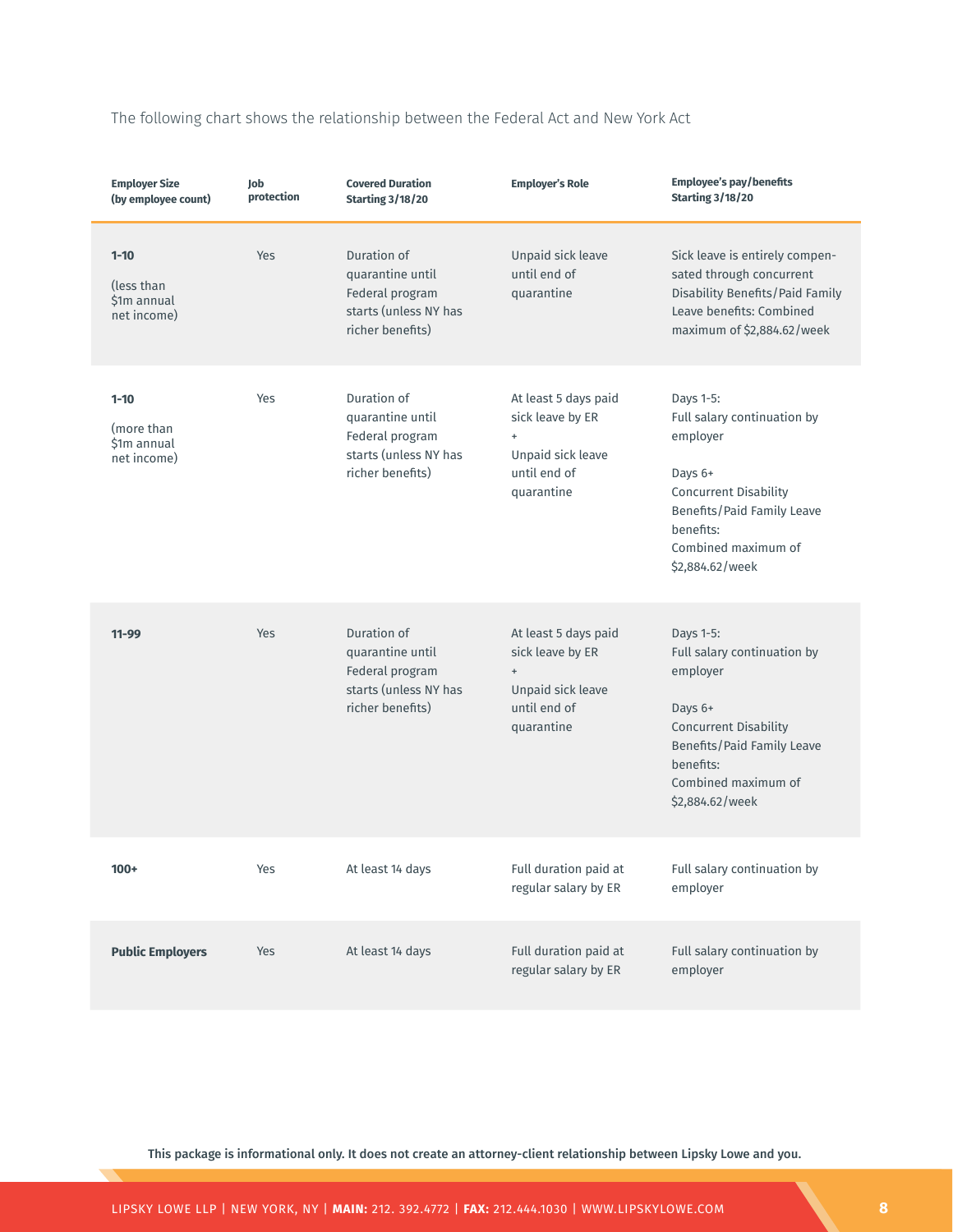The following chart shows the relationship between the Federal Act and New York Act

| Employer Size (by employee count) | Job protection | Covered Duration Starting 3/18/20 | Employer's Role | Employee's pay/benefits Starting 3/18/20 |
|---|---|---|---|---|
| **1-10** (less than $1m annual net income) | Yes | Duration of quarantine until Federal program starts (unless NY has richer benefits) | Unpaid sick leave until end of quarantine | Sick leave is entirely compensated through concurrent Disability Benefits/Paid Family Leave benefits: Combined maximum of $2,884.62/week |
| **1-10** (more than $1m annual net income) | Yes | Duration of quarantine until Federal program starts (unless NY has richer benefits) | At least 5 days paid sick leave by ER + Unpaid sick leave until end of quarantine | Days 1-5: Full salary continuation by employer<br><br>Days 6+ Concurrent Disability Benefits/Paid Family Leave benefits: Combined maximum of $2,884.62/week |
| **11-99** | Yes | Duration of quarantine until Federal program starts (unless NY has richer benefits) | At least 5 days paid sick leave by ER + Unpaid sick leave until end of quarantine | Days 1-5: Full salary continuation by employer<br><br>Days 6+ Concurrent Disability Benefits/Paid Family Leave benefits: Combined maximum of $2,884.62/week |
| **100+** | Yes | At least 14 days | Full duration paid at regular salary by ER | Full salary continuation by employer |
| **Public Employers** | Yes | At least 14 days | Full duration paid at regular salary by ER | Full salary continuation by employer |

This package is informational only. It does not create an attorney-client relationship between Lipsky Lowe and you.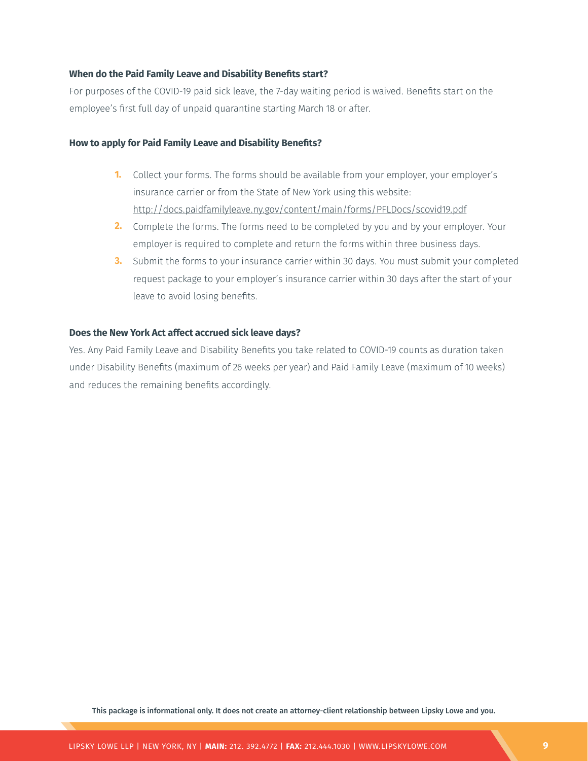**When do the Paid Family Leave and Disability Benefits start?**

For purposes of the COVID-19 paid sick leave, the 7-day waiting period is waived. Benefits start on the employee's first full day of unpaid quarantine starting March 18 or after.

**How to apply for Paid Family Leave and Disability Benefits?**

1. Collect your forms. The forms should be available from your employer, your employer's insurance carrier or from the State of New York using this website: http://docs.paidfamilyleave.ny.gov/content/main/forms/PFLDocs/scovid19.pdf
2. Complete the forms. The forms need to be completed by you and by your employer. Your employer is required to complete and return the forms within three business days.
3. Submit the forms to your insurance carrier within 30 days. You must submit your completed request package to your employer's insurance carrier within 30 days after the start of your leave to avoid losing benefits.

**Does the New York Act affect accrued sick leave days?**

Yes. Any Paid Family Leave and Disability Benefits you take related to COVID-19 counts as duration taken under Disability Benefits (maximum of 26 weeks per year) and Paid Family Leave (maximum of 10 weeks) and reduces the remaining benefits accordingly.

**This package is informational only. It does not create an attorney-client relationship between Lipsky Lowe and you.**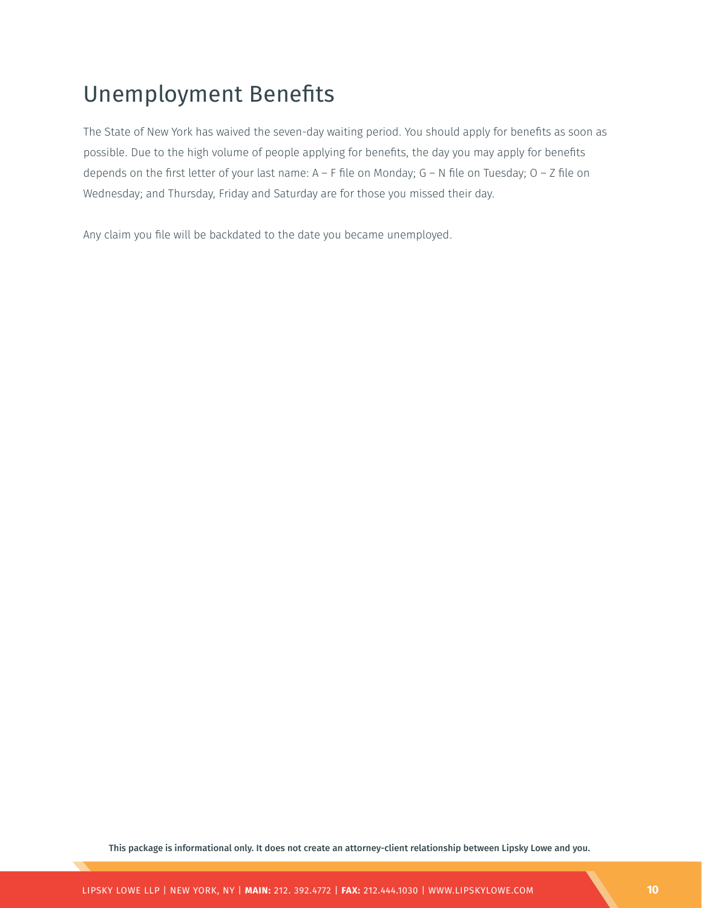# Unemployment Benefits

The State of New York has waived the seven-day waiting period. You should apply for benefits as soon as possible. Due to the high volume of people applying for benefits, the day you may apply for benefits depends on the first letter of your last name: A – F file on Monday; G – N file on Tuesday; O – Z file on Wednesday; and Thursday, Friday and Saturday are for those you missed their day.

Any claim you file will be backdated to the date you became unemployed.

This package is informational only. It does not create an attorney-client relationship between Lipsky Lowe and you.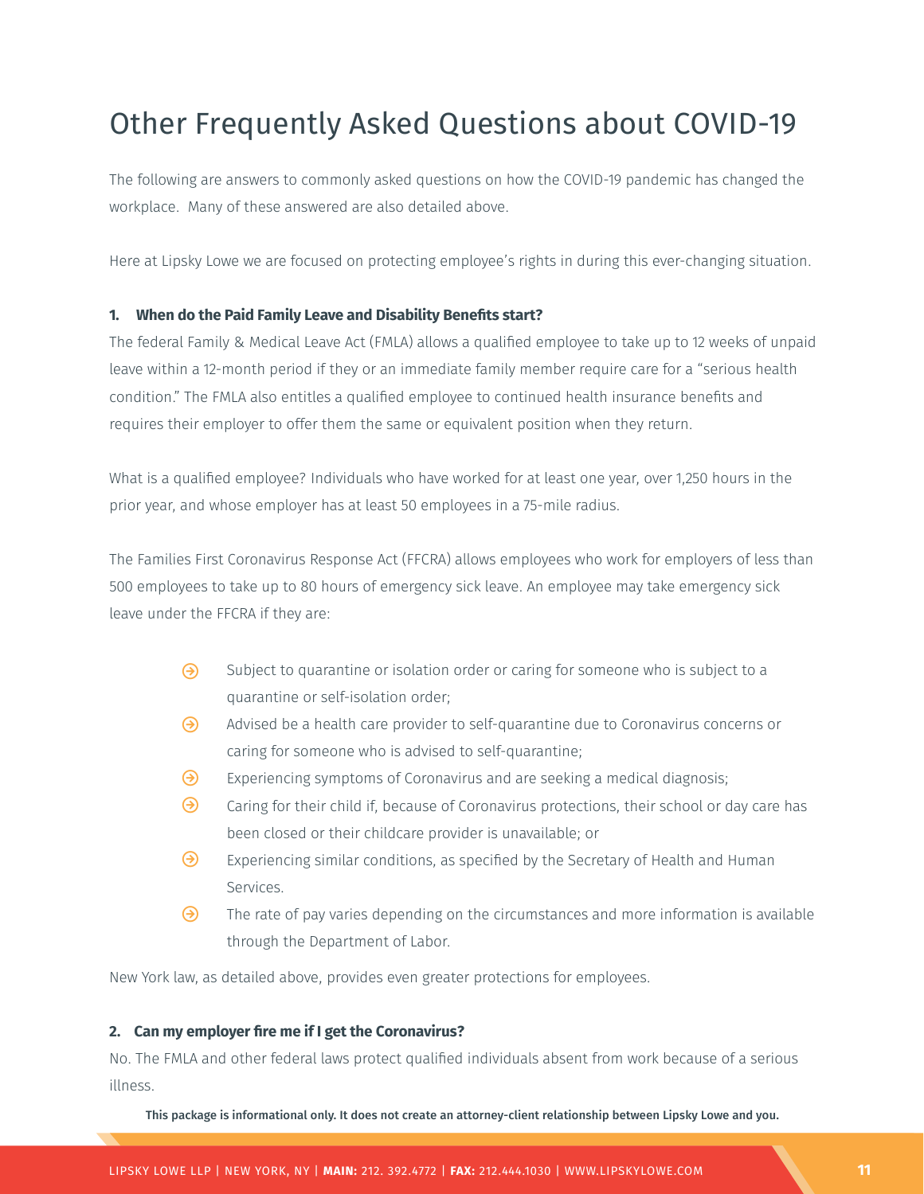# Other Frequently Asked Questions about COVID-19

The following are answers to commonly asked questions on how the COVID-19 pandemic has changed the workplace.  Many of these answered are also detailed above.

Here at Lipsky Lowe we are focused on protecting employee's rights in during this ever-changing situation.

**1. When do the Paid Family Leave and Disability Benefits start?**

The federal Family & Medical Leave Act (FMLA) allows a qualified employee to take up to 12 weeks of unpaid leave within a 12-month period if they or an immediate family member require care for a "serious health condition." The FMLA also entitles a qualified employee to continued health insurance benefits and requires their employer to offer them the same or equivalent position when they return.

What is a qualified employee? Individuals who have worked for at least one year, over 1,250 hours in the prior year, and whose employer has at least 50 employees in a 75-mile radius.

The Families First Coronavirus Response Act (FFCRA) allows employees who work for employers of less than 500 employees to take up to 80 hours of emergency sick leave. An employee may take emergency sick leave under the FFCRA if they are:

- Subject to quarantine or isolation order or caring for someone who is subject to a quarantine or self-isolation order;
- Advised be a health care provider to self-quarantine due to Coronavirus concerns or caring for someone who is advised to self-quarantine;
- Experiencing symptoms of Coronavirus and are seeking a medical diagnosis;
- Caring for their child if, because of Coronavirus protections, their school or day care has been closed or their childcare provider is unavailable; or
- Experiencing similar conditions, as specified by the Secretary of Health and Human Services.
- The rate of pay varies depending on the circumstances and more information is available through the Department of Labor.

New York law, as detailed above, provides even greater protections for employees.

**2. Can my employer fire me if I get the Coronavirus?**

No. The FMLA and other federal laws protect qualified individuals absent from work because of a serious illness.

**This package is informational only. It does not create an attorney-client relationship between Lipsky Lowe and you.**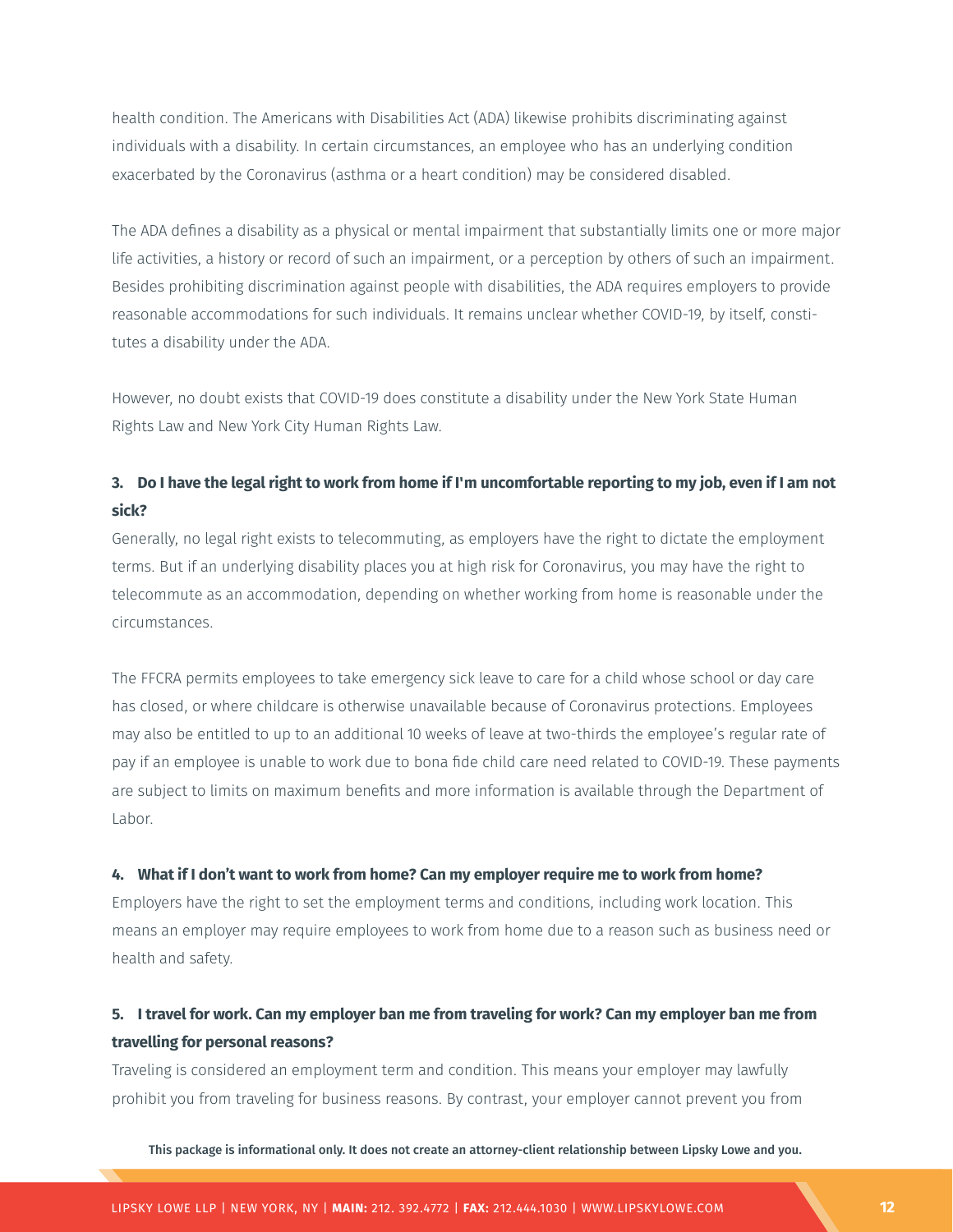health condition. The Americans with Disabilities Act (ADA) likewise prohibits discriminating against individuals with a disability. In certain circumstances, an employee who has an underlying condition exacerbated by the Coronavirus (asthma or a heart condition) may be considered disabled.

The ADA defines a disability as a physical or mental impairment that substantially limits one or more major life activities, a history or record of such an impairment, or a perception by others of such an impairment. Besides prohibiting discrimination against people with disabilities, the ADA requires employers to provide reasonable accommodations for such individuals. It remains unclear whether COVID-19, by itself, constitutes a disability under the ADA.

However, no doubt exists that COVID-19 does constitute a disability under the New York State Human Rights Law and New York City Human Rights Law.

**3. Do I have the legal right to work from home if I'm uncomfortable reporting to my job, even if I am not sick?**

Generally, no legal right exists to telecommuting, as employers have the right to dictate the employment terms. But if an underlying disability places you at high risk for Coronavirus, you may have the right to telecommute as an accommodation, depending on whether working from home is reasonable under the circumstances.

The FFCRA permits employees to take emergency sick leave to care for a child whose school or day care has closed, or where childcare is otherwise unavailable because of Coronavirus protections. Employees may also be entitled to up to an additional 10 weeks of leave at two-thirds the employee's regular rate of pay if an employee is unable to work due to bona fide child care need related to COVID-19. These payments are subject to limits on maximum benefits and more information is available through the Department of Labor.

**4. What if I don't want to work from home? Can my employer require me to work from home?**

Employers have the right to set the employment terms and conditions, including work location. This means an employer may require employees to work from home due to a reason such as business need or health and safety.

**5. I travel for work. Can my employer ban me from traveling for work? Can my employer ban me from travelling for personal reasons?**

Traveling is considered an employment term and condition. This means your employer may lawfully prohibit you from traveling for business reasons. By contrast, your employer cannot prevent you from

This package is informational only. It does not create an attorney-client relationship between Lipsky Lowe and you.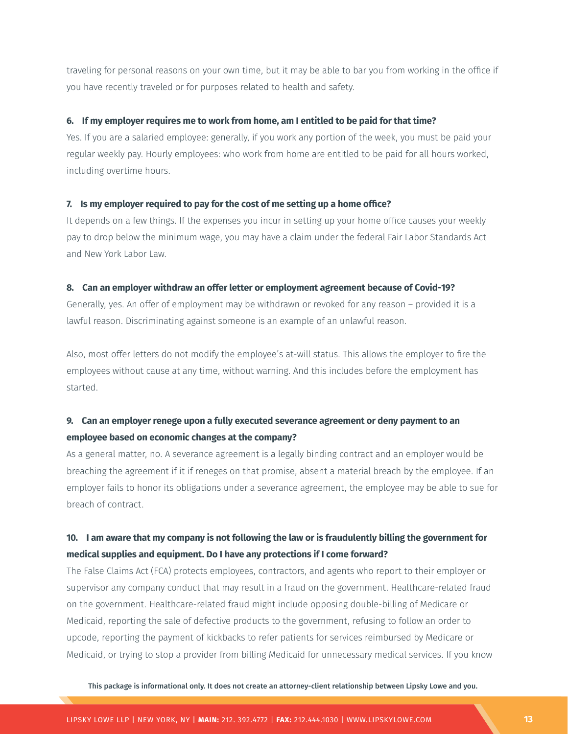traveling for personal reasons on your own time, but it may be able to bar you from working in the office if you have recently traveled or for purposes related to health and safety.

**6. If my employer requires me to work from home, am I entitled to be paid for that time?**

Yes. If you are a salaried employee: generally, if you work any portion of the week, you must be paid your regular weekly pay. Hourly employees: who work from home are entitled to be paid for all hours worked, including overtime hours.

**7. Is my employer required to pay for the cost of me setting up a home office?**

It depends on a few things. If the expenses you incur in setting up your home office causes your weekly pay to drop below the minimum wage, you may have a claim under the federal Fair Labor Standards Act and New York Labor Law.

**8. Can an employer withdraw an offer letter or employment agreement because of Covid-19?**

Generally, yes. An offer of employment may be withdrawn or revoked for any reason – provided it is a lawful reason. Discriminating against someone is an example of an unlawful reason.

Also, most offer letters do not modify the employee's at-will status. This allows the employer to fire the employees without cause at any time, without warning. And this includes before the employment has started.

**9. Can an employer renege upon a fully executed severance agreement or deny payment to an employee based on economic changes at the company?**

As a general matter, no. A severance agreement is a legally binding contract and an employer would be breaching the agreement if it if reneges on that promise, absent a material breach by the employee. If an employer fails to honor its obligations under a severance agreement, the employee may be able to sue for breach of contract.

**10. I am aware that my company is not following the law or is fraudulently billing the government for medical supplies and equipment. Do I have any protections if I come forward?**

The False Claims Act (FCA) protects employees, contractors, and agents who report to their employer or supervisor any company conduct that may result in a fraud on the government. Healthcare-related fraud on the government. Healthcare-related fraud might include opposing double-billing of Medicare or Medicaid, reporting the sale of defective products to the government, refusing to follow an order to upcode, reporting the payment of kickbacks to refer patients for services reimbursed by Medicare or Medicaid, or trying to stop a provider from billing Medicaid for unnecessary medical services. If you know

This package is informational only. It does not create an attorney-client relationship between Lipsky Lowe and you.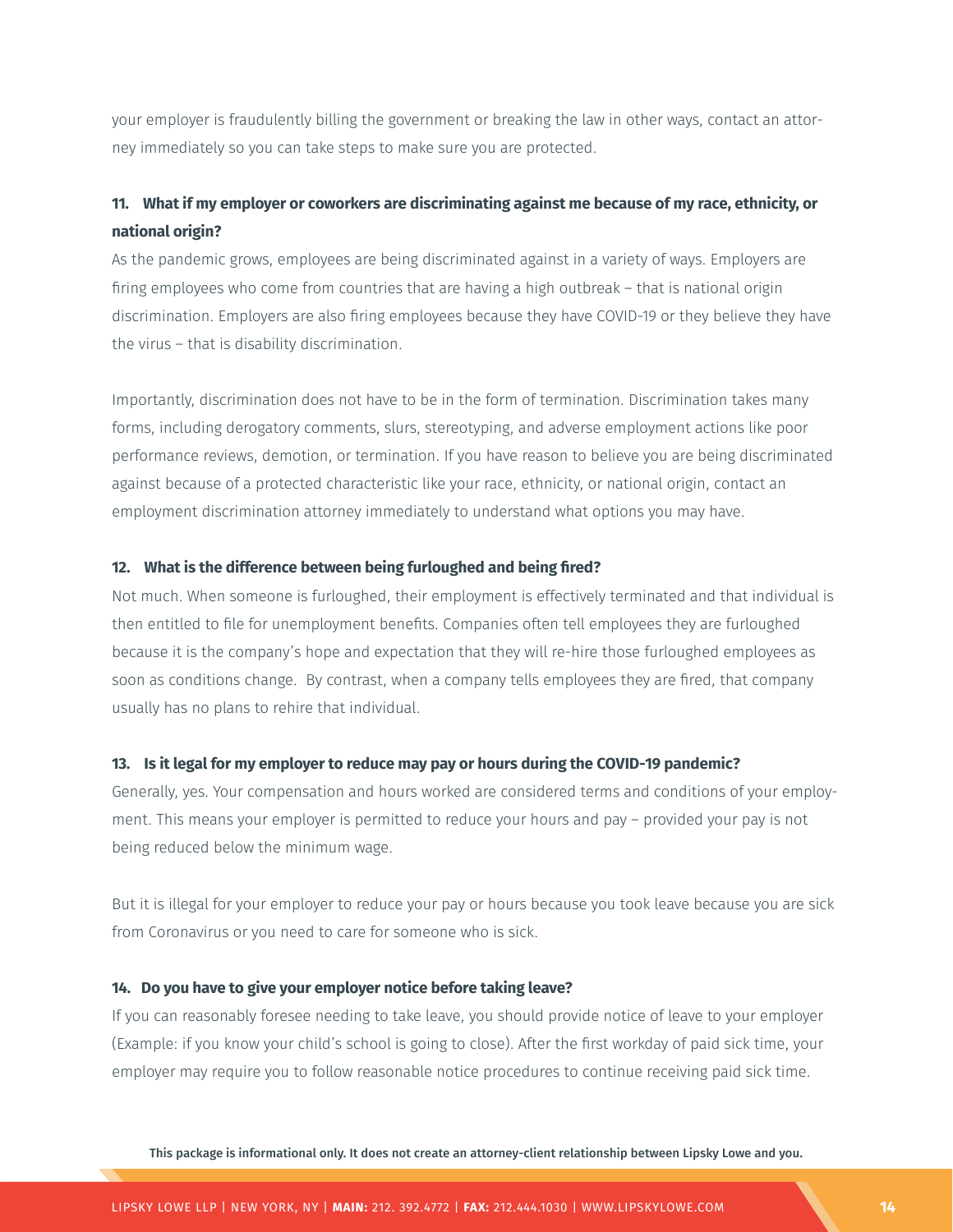your employer is fraudulently billing the government or breaking the law in other ways, contact an attorney immediately so you can take steps to make sure you are protected.

**11. What if my employer or coworkers are discriminating against me because of my race, ethnicity, or national origin?**

As the pandemic grows, employees are being discriminated against in a variety of ways. Employers are firing employees who come from countries that are having a high outbreak – that is national origin discrimination. Employers are also firing employees because they have COVID-19 or they believe they have the virus – that is disability discrimination.

Importantly, discrimination does not have to be in the form of termination. Discrimination takes many forms, including derogatory comments, slurs, stereotyping, and adverse employment actions like poor performance reviews, demotion, or termination. If you have reason to believe you are being discriminated against because of a protected characteristic like your race, ethnicity, or national origin, contact an employment discrimination attorney immediately to understand what options you may have.

**12. What is the difference between being furloughed and being fired?**

Not much. When someone is furloughed, their employment is effectively terminated and that individual is then entitled to file for unemployment benefits. Companies often tell employees they are furloughed because it is the company's hope and expectation that they will re-hire those furloughed employees as soon as conditions change. By contrast, when a company tells employees they are fired, that company usually has no plans to rehire that individual.

**13. Is it legal for my employer to reduce may pay or hours during the COVID-19 pandemic?**

Generally, yes. Your compensation and hours worked are considered terms and conditions of your employment. This means your employer is permitted to reduce your hours and pay – provided your pay is not being reduced below the minimum wage.

But it is illegal for your employer to reduce your pay or hours because you took leave because you are sick from Coronavirus or you need to care for someone who is sick.

**14. Do you have to give your employer notice before taking leave?**

If you can reasonably foresee needing to take leave, you should provide notice of leave to your employer (Example: if you know your child's school is going to close). After the first workday of paid sick time, your employer may require you to follow reasonable notice procedures to continue receiving paid sick time.

**This package is informational only. It does not create an attorney-client relationship between Lipsky Lowe and you.**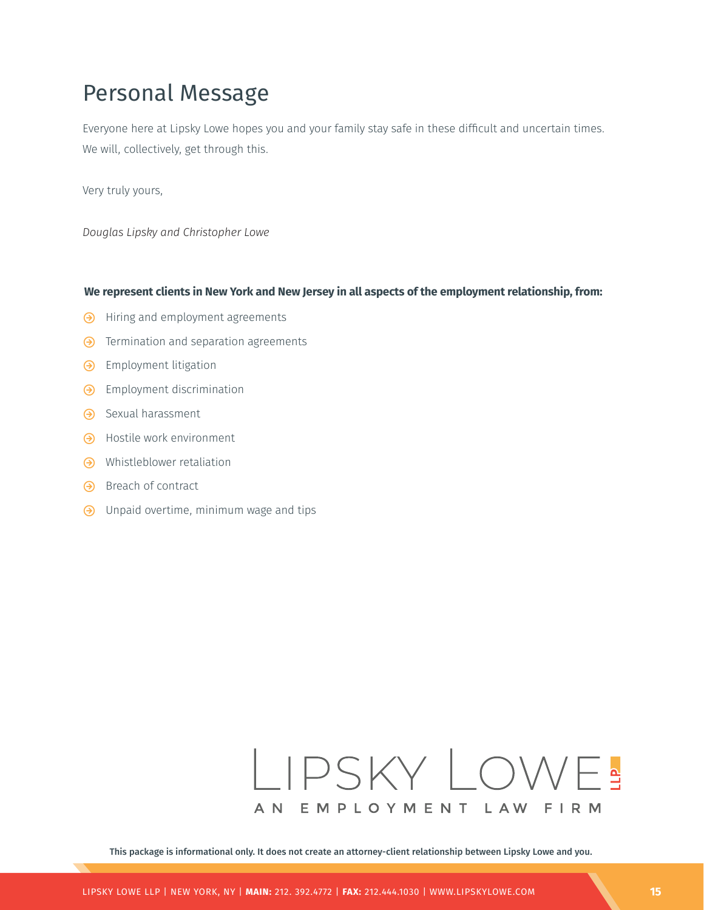## Personal Message

Everyone here at Lipsky Lowe hopes you and your family stay safe in these difficult and uncertain times. We will, collectively, get through this.

Very truly yours,

*Douglas Lipsky and Christopher Lowe*

**We represent clients in New York and New Jersey in all aspects of the employment relationship, from:**

- Hiring and employment agreements
- Termination and separation agreements
- Employment litigation
- Employment discrimination
- Sexual harassment
- Hostile work environment
- Whistleblower retaliation
- Breach of contract
- Unpaid overtime, minimum wage and tips

LIPSKY LOWE LLP

AN EMPLOYMENT LAW FIRM

**This package is informational only. It does not create an attorney-client relationship between Lipsky Lowe and you.**

LIPSKY LOWE LLP | NEW YORK, NY | **MAIN:** 212. 392.4772 | **FAX:** 212.444.1030 | WWW.LIPSKYLOWE.COM